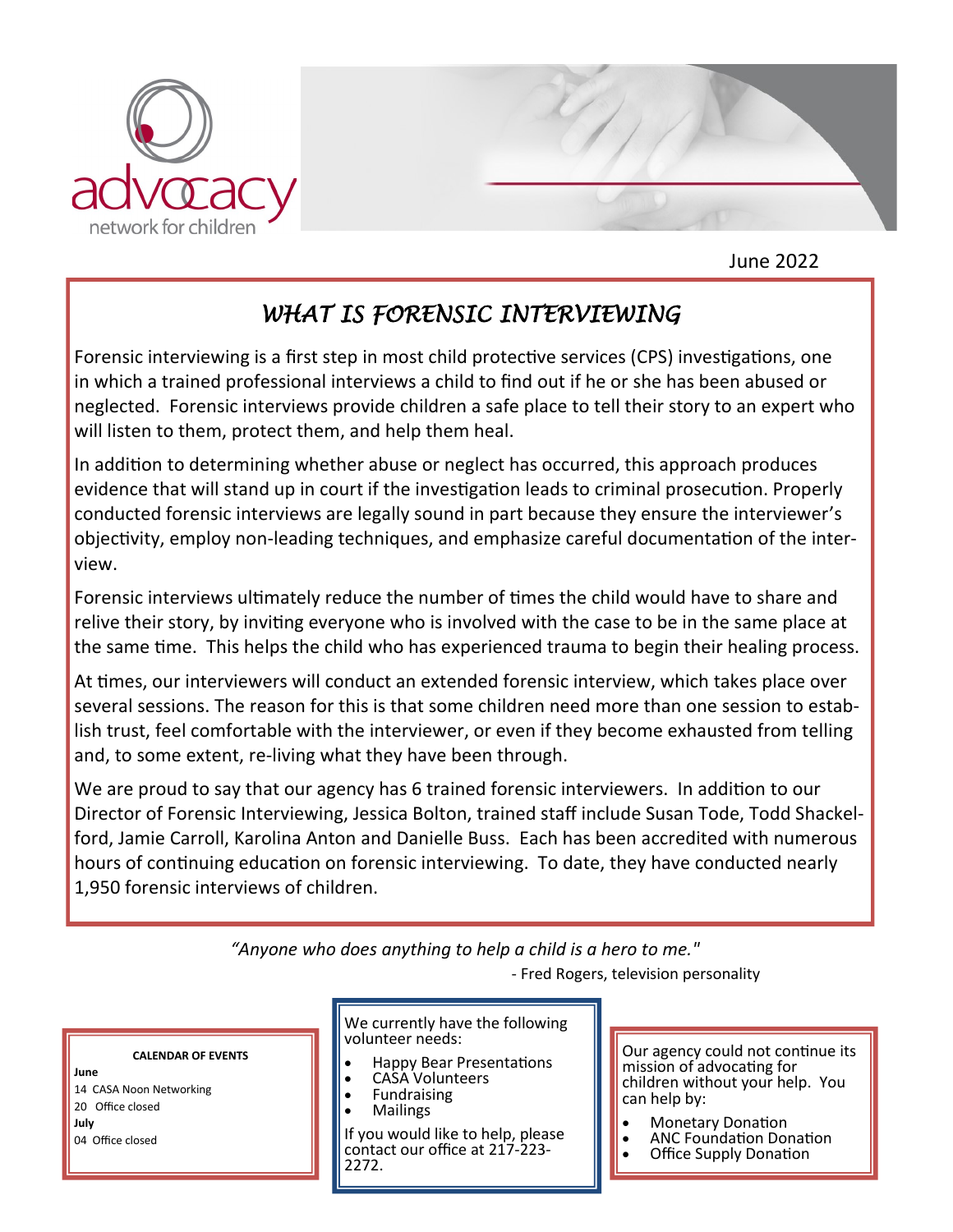advocacy network for children

June 2022

## *WHAT IS FORENSIC INTERVIEWING*

Forensic interviewing is a first step in most child protective services (CPS) investigations, one in which a trained professional interviews a child to find out if he or she has been abused or neglected. Forensic interviews provide children a safe place to tell their story to an expert who will listen to them, protect them, and help them heal.

In addition to determining whether abuse or neglect has occurred, this approach produces evidence that will stand up in court if the investigation leads to criminal prosecution. Properly conducted forensic interviews are legally sound in part because they ensure the interviewer's objectivity, employ non-leading techniques, and emphasize careful documentation of the interview.

Forensic interviews ultimately reduce the number of times the child would have to share and relive their story, by inviting everyone who is involved with the case to be in the same place at the same time. This helps the child who has experienced trauma to begin their healing process.

At times, our interviewers will conduct an extended forensic interview, which takes place over several sessions. The reason for this is that some children need more than one session to establish trust, feel comfortable with the interviewer, or even if they become exhausted from telling and, to some extent, re-living what they have been through.

We are proud to say that our agency has 6 trained forensic interviewers. In addition to our Director of Forensic Interviewing, Jessica Bolton, trained staff include Susan Tode, Todd Shackelford, Jamie Carroll, Karolina Anton and Danielle Buss. Each has been accredited with numerous hours of continuing education on forensic interviewing. To date, they have conducted nearly 1,950 forensic interviews of children.

*"Anyone who does anything to help a child is a hero to me."*

- Fred Rogers, television personality

**CALENDAR OF EVENTS**

**June**

14 CASA Noon Networking

20 Office closed

**July**

04 Office closed

We currently have the following volunteer needs:

- Happy Bear Presentations
- CASA Volunteers
- Fundraising
- Mailings

If you would like to help, please contact our office at 217-223-2272.

Our agency could not continue its mission of advocating for children without your help. You can help by:

- Monetary Donation
- ANC Foundation Donation
- Office Supply Donation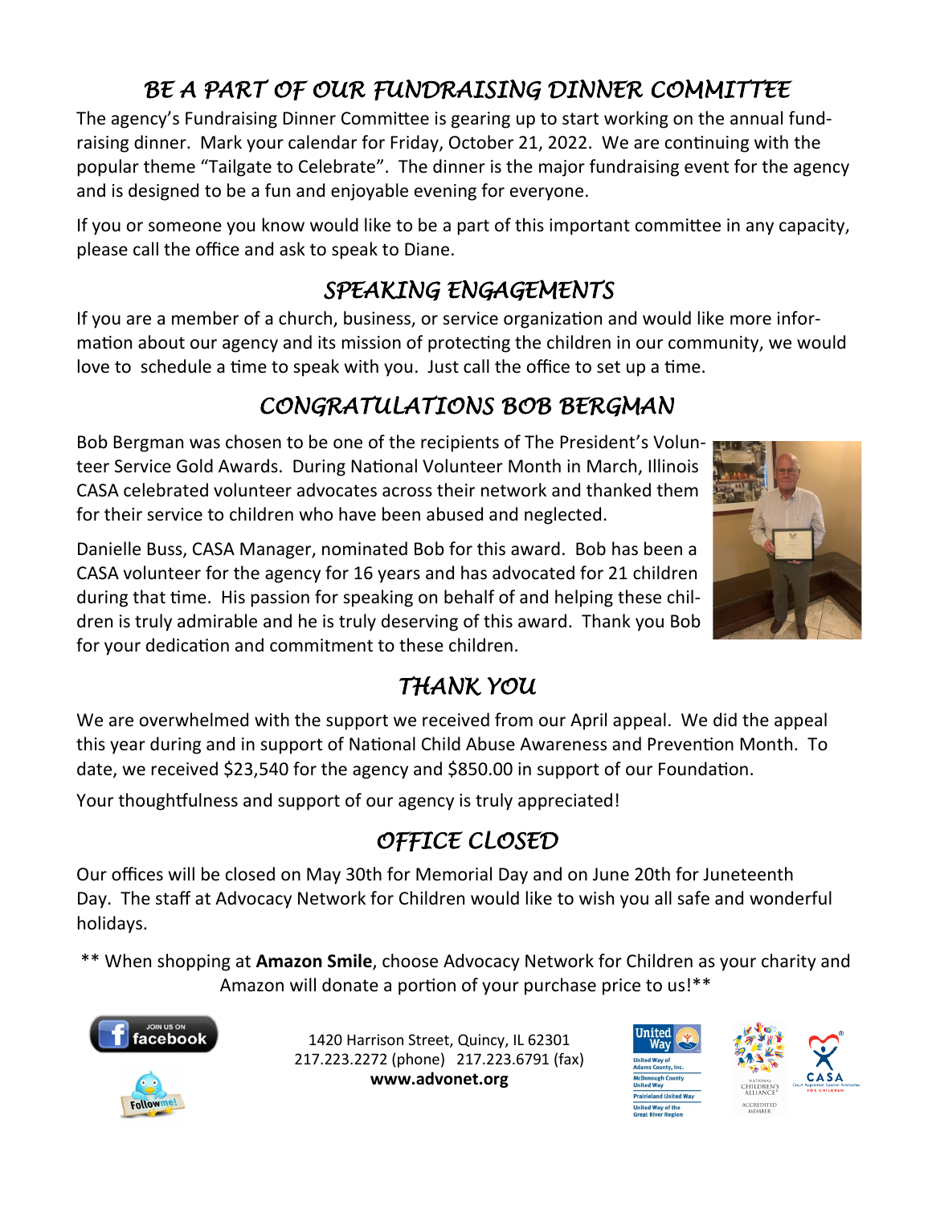## BE A PART OF OUR FUNDRAISING DINNER COMMITTEE

The agency's Fundraising Dinner Committee is gearing up to start working on the annual fundraising dinner. Mark your calendar for Friday, October 21, 2022. We are continuing with the popular theme "Tailgate to Celebrate". The dinner is the major fundraising event for the agency and is designed to be a fun and enjoyable evening for everyone.

If you or someone you know would like to be a part of this important committee in any capacity, please call the office and ask to speak to Diane.

## SPEAKING ENGAGEMENTS

If you are a member of a church, business, or service organization and would like more information about our agency and its mission of protecting the children in our community, we would love to schedule a time to speak with you. Just call the office to set up a time.

## CONGRATULATIONS BOB BERGMAN

Bob Bergman was chosen to be one of the recipients of The President's Volunteer Service Gold Awards. During National Volunteer Month in March, Illinois CASA celebrated volunteer advocates across their network and thanked them for their service to children who have been abused and neglected.

Danielle Buss, CASA Manager, nominated Bob for this award. Bob has been a CASA volunteer for the agency for 16 years and has advocated for 21 children during that time. His passion for speaking on behalf of and helping these children is truly admirable and he is truly deserving of this award. Thank you Bob for your dedication and commitment to these children.

## THANK YOU

We are overwhelmed with the support we received from our April appeal. We did the appeal this year during and in support of National Child Abuse Awareness and Prevention Month. To date, we received $23,540 for the agency and $850.00 in support of our Foundation.

Your thoughtfulness and support of our agency is truly appreciated!

## OFFICE CLOSED

Our offices will be closed on May 30th for Memorial Day and on June 20th for Juneteenth Day. The staff at Advocacy Network for Children would like to wish you all safe and wonderful holidays.

** When shopping at **Amazon Smile**, choose Advocacy Network for Children as your charity and Amazon will donate a portion of your purchase price to us!**

JOIN US ON facebook

Follow me!

1420 Harrison Street, Quincy, IL 62301
217.223.2272 (phone) 217.223.6791 (fax)
**www.advonet.org**

United Way of Adams County, Inc.
McDonough County United Way
Prairieland United Way
United Way of the Great River Region

National Children's Alliance Accredited Member

CASA Court Appointed Special Advocates for Children